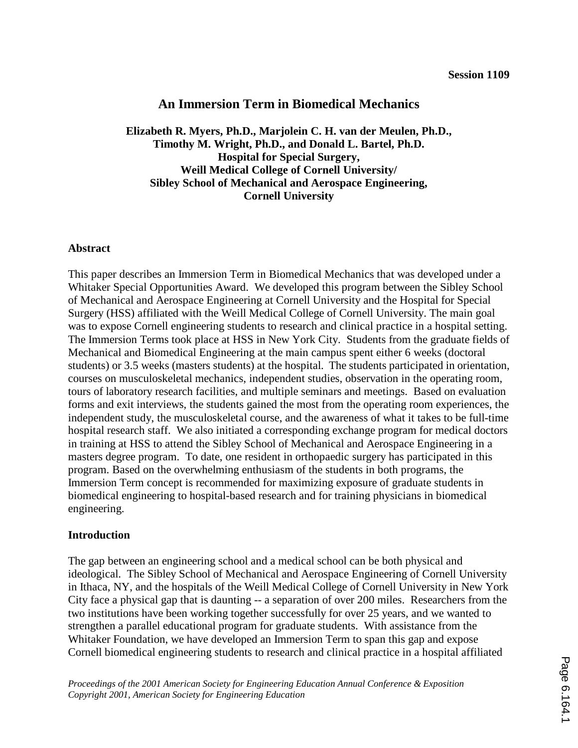Session 1109

# An Immersion Term in Biomedical Mechanics

**Elizabeth R. Myers, Ph.D., Marjolein C. H. van der Meulen, Ph.D., Timothy M. Wright, Ph.D., and Donald L. Bartel, Ph.D.**
**Hospital for Special Surgery,**
**Weill Medical College of Cornell University/**
**Sibley School of Mechanical and Aerospace Engineering,**
**Cornell University**

## Abstract

This paper describes an Immersion Term in Biomedical Mechanics that was developed under a Whitaker Special Opportunities Award. We developed this program between the Sibley School of Mechanical and Aerospace Engineering at Cornell University and the Hospital for Special Surgery (HSS) affiliated with the Weill Medical College of Cornell University. The main goal was to expose Cornell engineering students to research and clinical practice in a hospital setting. The Immersion Terms took place at HSS in New York City. Students from the graduate fields of Mechanical and Biomedical Engineering at the main campus spent either 6 weeks (doctoral students) or 3.5 weeks (masters students) at the hospital. The students participated in orientation, courses on musculoskeletal mechanics, independent studies, observation in the operating room, tours of laboratory research facilities, and multiple seminars and meetings. Based on evaluation forms and exit interviews, the students gained the most from the operating room experiences, the independent study, the musculoskeletal course, and the awareness of what it takes to be full-time hospital research staff. We also initiated a corresponding exchange program for medical doctors in training at HSS to attend the Sibley School of Mechanical and Aerospace Engineering in a masters degree program. To date, one resident in orthopaedic surgery has participated in this program. Based on the overwhelming enthusiasm of the students in both programs, the Immersion Term concept is recommended for maximizing exposure of graduate students in biomedical engineering to hospital-based research and for training physicians in biomedical engineering.

## Introduction

The gap between an engineering school and a medical school can be both physical and ideological. The Sibley School of Mechanical and Aerospace Engineering of Cornell University in Ithaca, NY, and the hospitals of the Weill Medical College of Cornell University in New York City face a physical gap that is daunting -- a separation of over 200 miles. Researchers from the two institutions have been working together successfully for over 25 years, and we wanted to strengthen a parallel educational program for graduate students. With assistance from the Whitaker Foundation, we have developed an Immersion Term to span this gap and expose Cornell biomedical engineering students to research and clinical practice in a hospital affiliated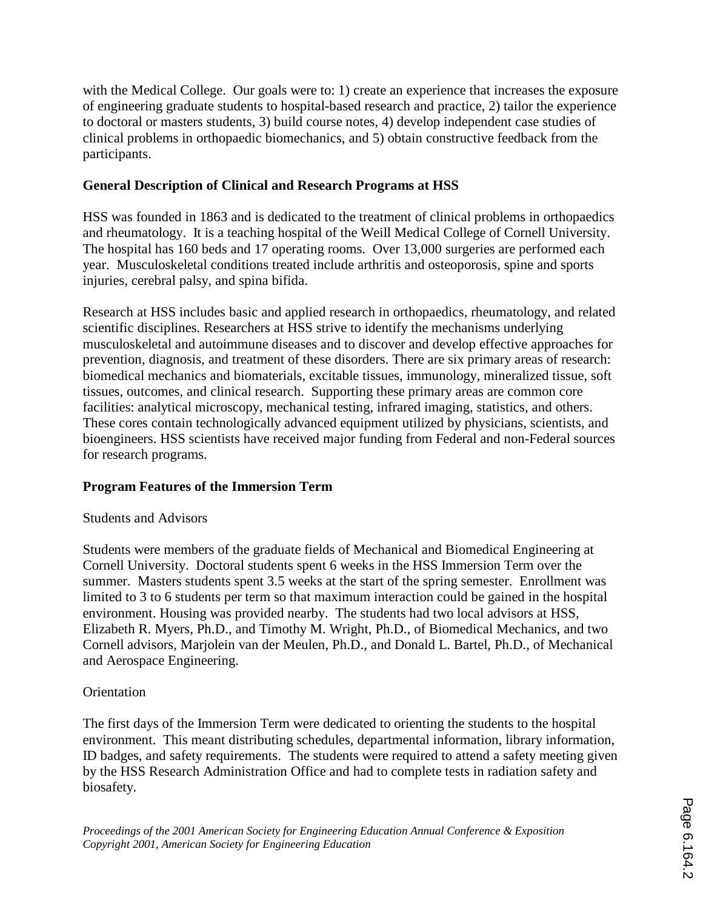with the Medical College. Our goals were to: 1) create an experience that increases the exposure of engineering graduate students to hospital-based research and practice, 2) tailor the experience to doctoral or masters students, 3) build course notes, 4) develop independent case studies of clinical problems in orthopaedic biomechanics, and 5) obtain constructive feedback from the participants.

## General Description of Clinical and Research Programs at HSS

HSS was founded in 1863 and is dedicated to the treatment of clinical problems in orthopaedics and rheumatology. It is a teaching hospital of the Weill Medical College of Cornell University. The hospital has 160 beds and 17 operating rooms. Over 13,000 surgeries are performed each year. Musculoskeletal conditions treated include arthritis and osteoporosis, spine and sports injuries, cerebral palsy, and spina bifida.

Research at HSS includes basic and applied research in orthopaedics, rheumatology, and related scientific disciplines. Researchers at HSS strive to identify the mechanisms underlying musculoskeletal and autoimmune diseases and to discover and develop effective approaches for prevention, diagnosis, and treatment of these disorders. There are six primary areas of research: biomedical mechanics and biomaterials, excitable tissues, immunology, mineralized tissue, soft tissues, outcomes, and clinical research. Supporting these primary areas are common core facilities: analytical microscopy, mechanical testing, infrared imaging, statistics, and others. These cores contain technologically advanced equipment utilized by physicians, scientists, and bioengineers. HSS scientists have received major funding from Federal and non-Federal sources for research programs.

## Program Features of the Immersion Term

### Students and Advisors

Students were members of the graduate fields of Mechanical and Biomedical Engineering at Cornell University. Doctoral students spent 6 weeks in the HSS Immersion Term over the summer. Masters students spent 3.5 weeks at the start of the spring semester. Enrollment was limited to 3 to 6 students per term so that maximum interaction could be gained in the hospital environment. Housing was provided nearby. The students had two local advisors at HSS, Elizabeth R. Myers, Ph.D., and Timothy M. Wright, Ph.D., of Biomedical Mechanics, and two Cornell advisors, Marjolein van der Meulen, Ph.D., and Donald L. Bartel, Ph.D., of Mechanical and Aerospace Engineering.

### Orientation

The first days of the Immersion Term were dedicated to orienting the students to the hospital environment. This meant distributing schedules, departmental information, library information, ID badges, and safety requirements. The students were required to attend a safety meeting given by the HSS Research Administration Office and had to complete tests in radiation safety and biosafety.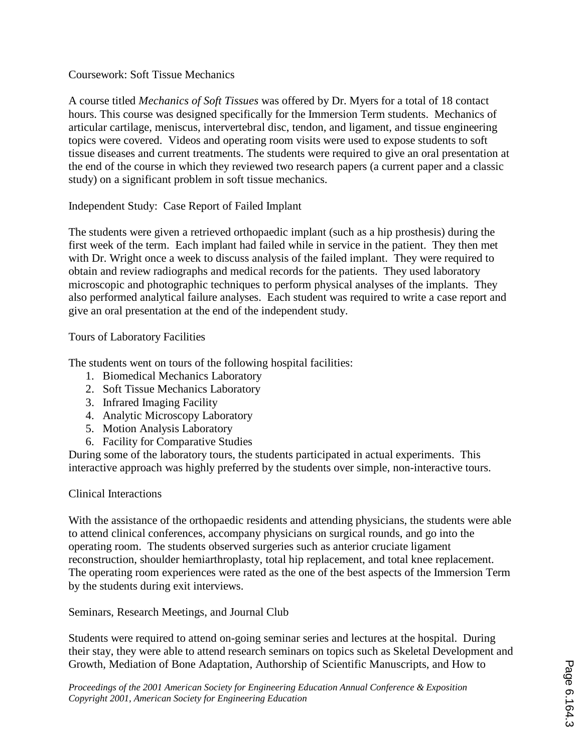### Coursework: Soft Tissue Mechanics

A course titled *Mechanics of Soft Tissues* was offered by Dr. Myers for a total of 18 contact hours. This course was designed specifically for the Immersion Term students. Mechanics of articular cartilage, meniscus, intervertebral disc, tendon, and ligament, and tissue engineering topics were covered. Videos and operating room visits were used to expose students to soft tissue diseases and current treatments. The students were required to give an oral presentation at the end of the course in which they reviewed two research papers (a current paper and a classic study) on a significant problem in soft tissue mechanics.

### Independent Study: Case Report of Failed Implant

The students were given a retrieved orthopaedic implant (such as a hip prosthesis) during the first week of the term. Each implant had failed while in service in the patient. They then met with Dr. Wright once a week to discuss analysis of the failed implant. They were required to obtain and review radiographs and medical records for the patients. They used laboratory microscopic and photographic techniques to perform physical analyses of the implants. They also performed analytical failure analyses. Each student was required to write a case report and give an oral presentation at the end of the independent study.

### Tours of Laboratory Facilities

The students went on tours of the following hospital facilities:

1. Biomedical Mechanics Laboratory
2. Soft Tissue Mechanics Laboratory
3. Infrared Imaging Facility
4. Analytic Microscopy Laboratory
5. Motion Analysis Laboratory
6. Facility for Comparative Studies

During some of the laboratory tours, the students participated in actual experiments. This interactive approach was highly preferred by the students over simple, non-interactive tours.

### Clinical Interactions

With the assistance of the orthopaedic residents and attending physicians, the students were able to attend clinical conferences, accompany physicians on surgical rounds, and go into the operating room. The students observed surgeries such as anterior cruciate ligament reconstruction, shoulder hemiarthroplasty, total hip replacement, and total knee replacement. The operating room experiences were rated as the one of the best aspects of the Immersion Term by the students during exit interviews.

### Seminars, Research Meetings, and Journal Club

Students were required to attend on-going seminar series and lectures at the hospital. During their stay, they were able to attend research seminars on topics such as Skeletal Development and Growth, Mediation of Bone Adaptation, Authorship of Scientific Manuscripts, and How to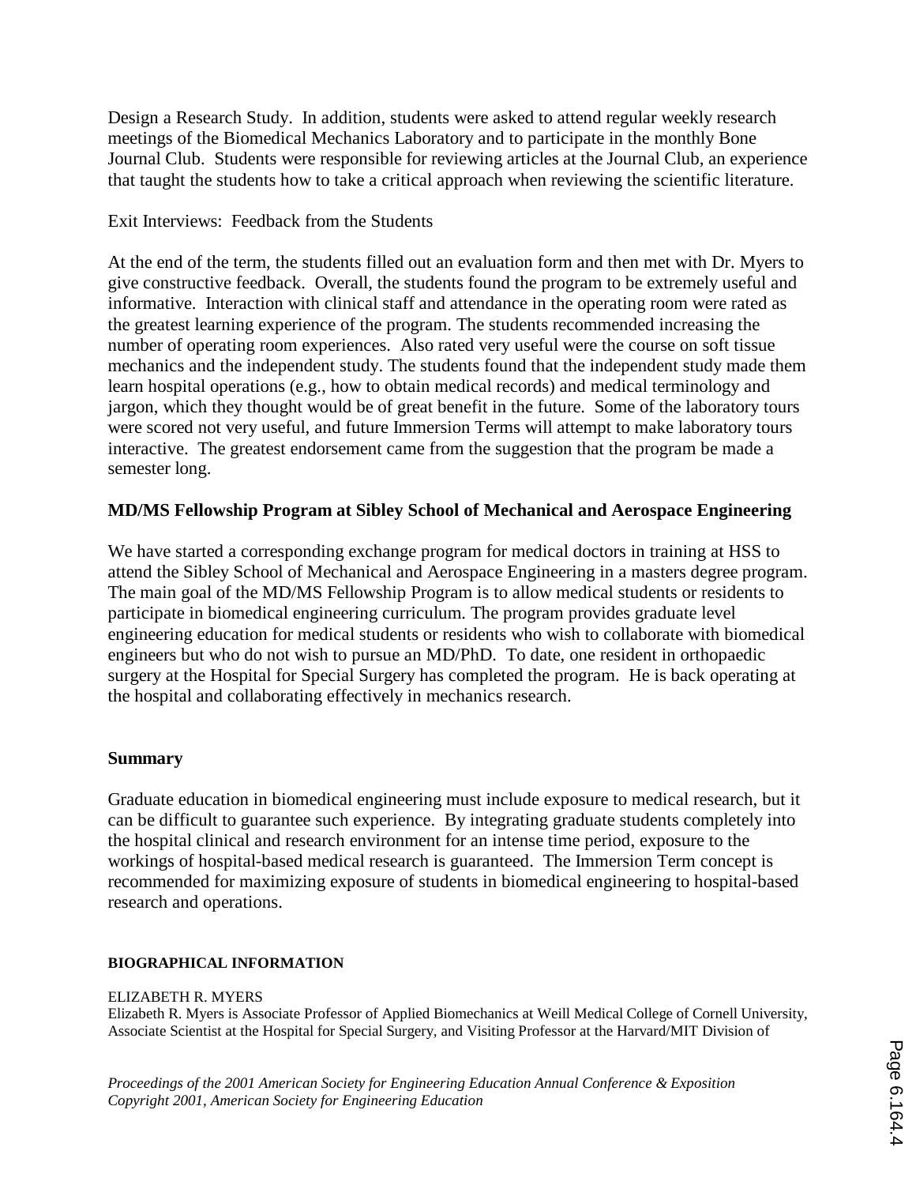Design a Research Study. In addition, students were asked to attend regular weekly research meetings of the Biomedical Mechanics Laboratory and to participate in the monthly Bone Journal Club. Students were responsible for reviewing articles at the Journal Club, an experience that taught the students how to take a critical approach when reviewing the scientific literature.

Exit Interviews: Feedback from the Students

At the end of the term, the students filled out an evaluation form and then met with Dr. Myers to give constructive feedback. Overall, the students found the program to be extremely useful and informative. Interaction with clinical staff and attendance in the operating room were rated as the greatest learning experience of the program. The students recommended increasing the number of operating room experiences. Also rated very useful were the course on soft tissue mechanics and the independent study. The students found that the independent study made them learn hospital operations (e.g., how to obtain medical records) and medical terminology and jargon, which they thought would be of great benefit in the future. Some of the laboratory tours were scored not very useful, and future Immersion Terms will attempt to make laboratory tours interactive. The greatest endorsement came from the suggestion that the program be made a semester long.

## MD/MS Fellowship Program at Sibley School of Mechanical and Aerospace Engineering

We have started a corresponding exchange program for medical doctors in training at HSS to attend the Sibley School of Mechanical and Aerospace Engineering in a masters degree program. The main goal of the MD/MS Fellowship Program is to allow medical students or residents to participate in biomedical engineering curriculum. The program provides graduate level engineering education for medical students or residents who wish to collaborate with biomedical engineers but who do not wish to pursue an MD/PhD. To date, one resident in orthopaedic surgery at the Hospital for Special Surgery has completed the program. He is back operating at the hospital and collaborating effectively in mechanics research.

## Summary

Graduate education in biomedical engineering must include exposure to medical research, but it can be difficult to guarantee such experience. By integrating graduate students completely into the hospital clinical and research environment for an intense time period, exposure to the workings of hospital-based medical research is guaranteed. The Immersion Term concept is recommended for maximizing exposure of students in biomedical engineering to hospital-based research and operations.

### BIOGRAPHICAL INFORMATION

ELIZABETH R. MYERS
Elizabeth R. Myers is Associate Professor of Applied Biomechanics at Weill Medical College of Cornell University, Associate Scientist at the Hospital for Special Surgery, and Visiting Professor at the Harvard/MIT Division of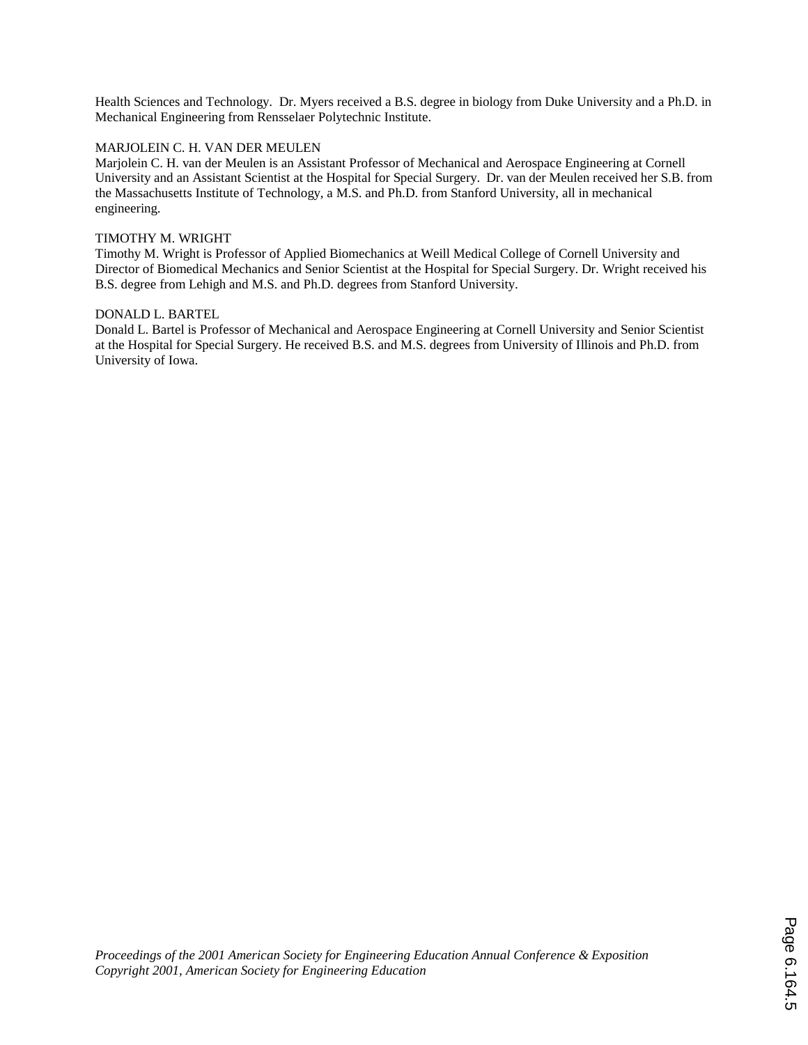Health Sciences and Technology. Dr. Myers received a B.S. degree in biology from Duke University and a Ph.D. in Mechanical Engineering from Rensselaer Polytechnic Institute.

MARJOLEIN C. H. VAN DER MEULEN
Marjolein C. H. van der Meulen is an Assistant Professor of Mechanical and Aerospace Engineering at Cornell University and an Assistant Scientist at the Hospital for Special Surgery. Dr. van der Meulen received her S.B. from the Massachusetts Institute of Technology, a M.S. and Ph.D. from Stanford University, all in mechanical engineering.

TIMOTHY M. WRIGHT
Timothy M. Wright is Professor of Applied Biomechanics at Weill Medical College of Cornell University and Director of Biomedical Mechanics and Senior Scientist at the Hospital for Special Surgery. Dr. Wright received his B.S. degree from Lehigh and M.S. and Ph.D. degrees from Stanford University.

DONALD L. BARTEL
Donald L. Bartel is Professor of Mechanical and Aerospace Engineering at Cornell University and Senior Scientist at the Hospital for Special Surgery. He received B.S. and M.S. degrees from University of Illinois and Ph.D. from University of Iowa.